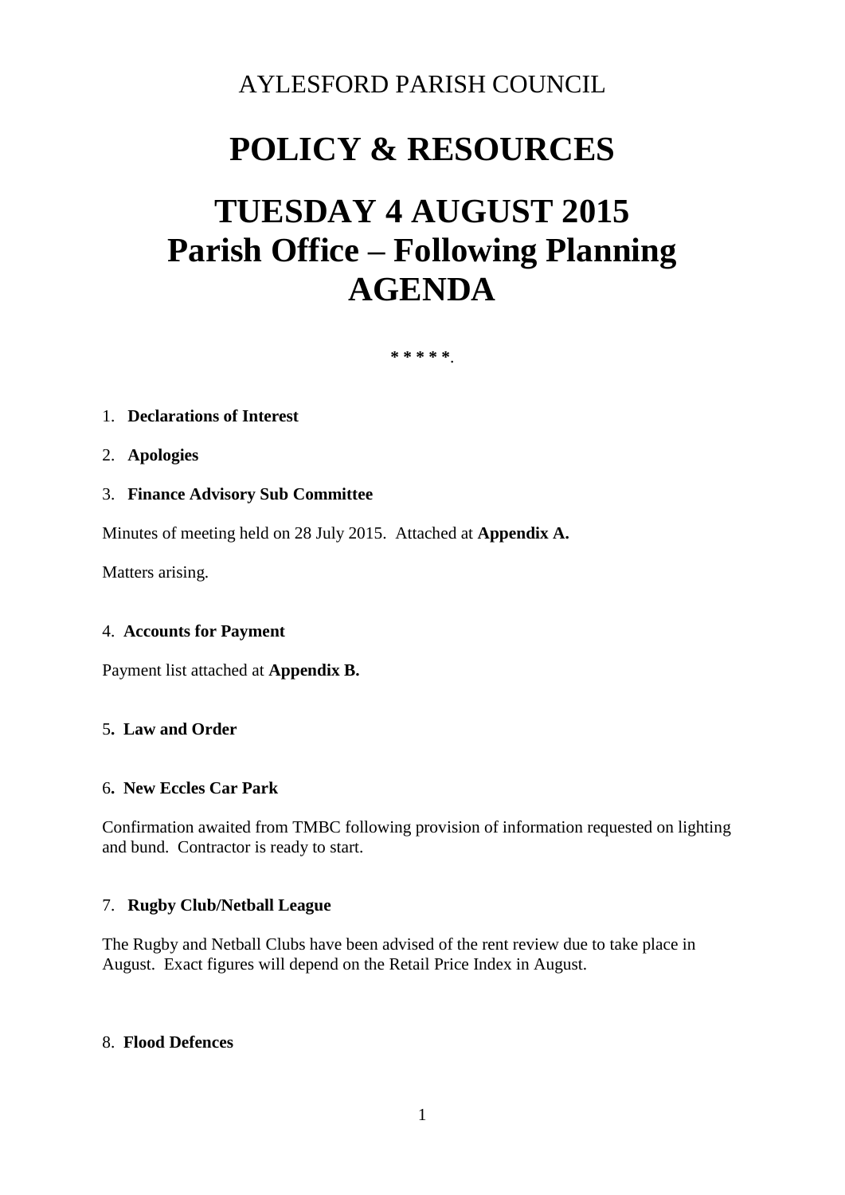AYLESFORD PARISH COUNCIL

# POLICY & RESOURCES

# TUESDAY 4 AUGUST 2015
# Parish Office – Following Planning
# AGENDA

* * * * *.

1. **Declarations of Interest**

2. **Apologies**

3. **Finance Advisory Sub Committee**

Minutes of meeting held on 28 July 2015. Attached at **Appendix A.**

Matters arising.

4. **Accounts for Payment**

Payment list attached at **Appendix B.**

5**. Law and Order**

6**. New Eccles Car Park**

Confirmation awaited from TMBC following provision of information requested on lighting and bund. Contractor is ready to start.

7. **Rugby Club/Netball League**

The Rugby and Netball Clubs have been advised of the rent review due to take place in August. Exact figures will depend on the Retail Price Index in August.

8. **Flood Defences**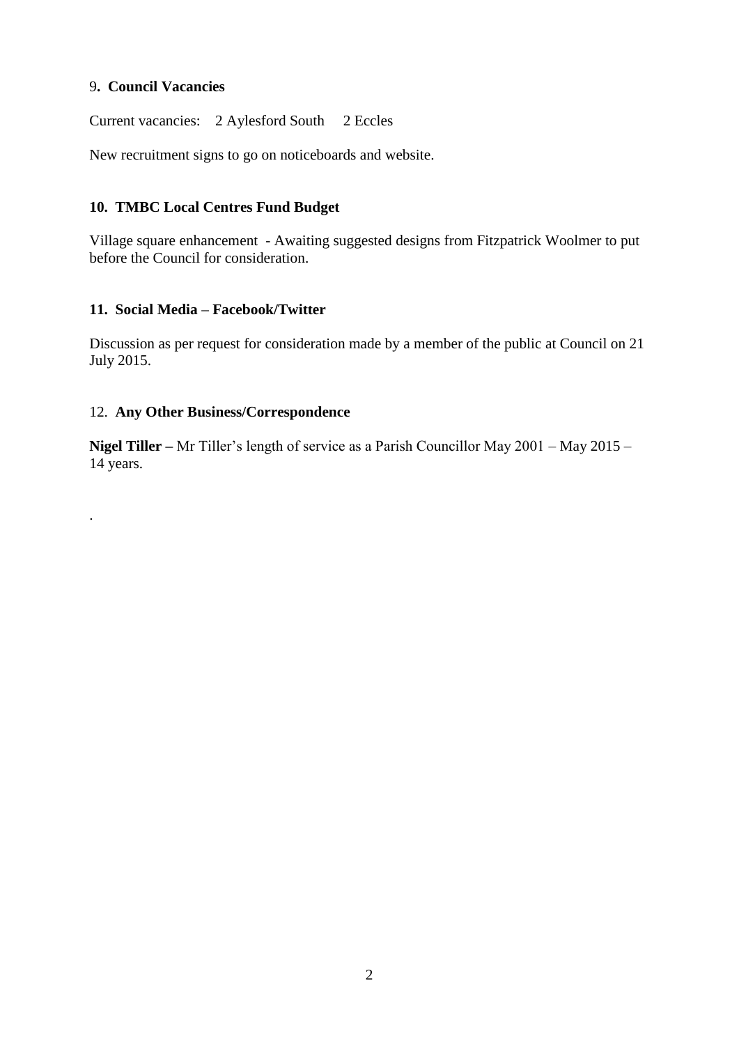## 9. Council Vacancies

Current vacancies: 2 Aylesford South 2 Eccles

New recruitment signs to go on noticeboards and website.

## 10. TMBC Local Centres Fund Budget

Village square enhancement - Awaiting suggested designs from Fitzpatrick Woolmer to put before the Council for consideration.

## 11. Social Media – Facebook/Twitter

Discussion as per request for consideration made by a member of the public at Council on 21 July 2015.

## 12. Any Other Business/Correspondence

**Nigel Tiller –** Mr Tiller's length of service as a Parish Councillor May 2001 – May 2015 – 14 years.

.